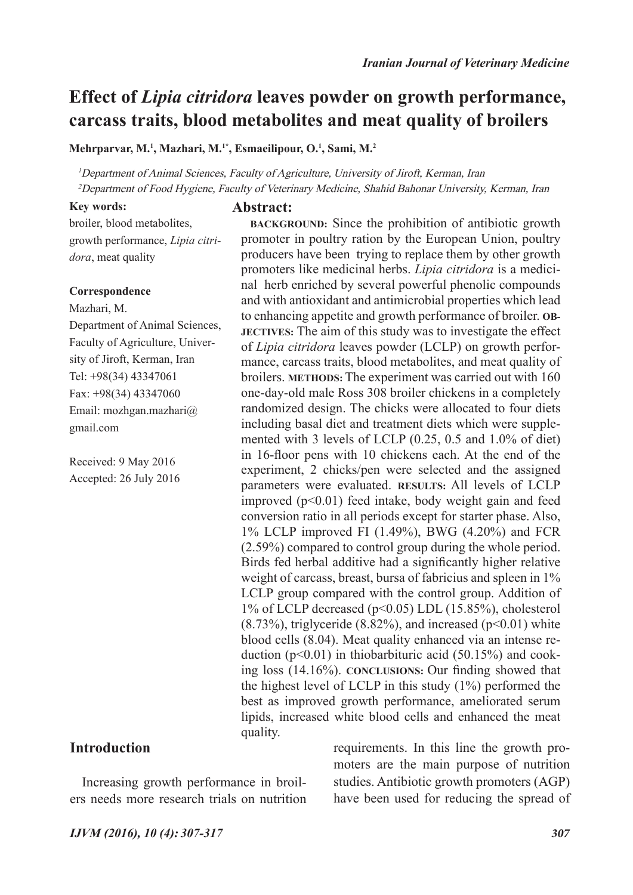# Effect of *Lipia citridora* leaves powder on growth performance, carcass traits, blood metabolites and meat quality of broilers

**Mehrparvar, M.[1], Mazhari, M.[1*], Esmaeilipour, O.[1], Sami, M.[2]**

[1]*Department of Animal Sciences, Faculty of Agriculture, University of Jiroft, Kerman, Iran*

[2]*Department of Food Hygiene, Faculty of Veterinary Medicine, Shahid Bahonar University, Kerman, Iran*

**Key words:**

broiler, blood metabolites, growth performance, *Lipia citridora*, meat quality

**Correspondence**

Mazhari, M.

Department of Animal Sciences, Faculty of Agriculture, University of Jiroft, Kerman, Iran

Tel: +98(34) 43347061

Fax: +98(34) 43347060

Email: mozhgan.mazhari@gmail.com

Received: 9 May 2016

Accepted: 26 July 2016

## Abstract:

**BACKGROUND:** Since the prohibition of antibiotic growth promoter in poultry ration by the European Union, poultry producers have been trying to replace them by other growth promoters like medicinal herbs. *Lipia citridora* is a medicinal herb enriched by several powerful phenolic compounds and with antioxidant and antimicrobial properties which lead to enhancing appetite and growth performance of broiler. **OBJECTIVES:** The aim of this study was to investigate the effect of *Lipia citridora* leaves powder (LCLP) on growth performance, carcass traits, blood metabolites, and meat quality of broilers. **METHODS:** The experiment was carried out with 160 one-day-old male Ross 308 broiler chickens in a completely randomized design. The chicks were allocated to four diets including basal diet and treatment diets which were supplemented with 3 levels of LCLP (0.25, 0.5 and 1.0% of diet) in 16-floor pens with 10 chickens each. At the end of the experiment, 2 chicks/pen were selected and the assigned parameters were evaluated. **RESULTS:** All levels of LCLP improved ($p<0.01$) feed intake, body weight gain and feed conversion ratio in all periods except for starter phase. Also, 1% LCLP improved FI (1.49%), BWG (4.20%) and FCR (2.59%) compared to control group during the whole period. Birds fed herbal additive had a significantly higher relative weight of carcass, breast, bursa of fabricius and spleen in 1% LCLP group compared with the control group. Addition of 1% of LCLP decreased ($p<0.05$) LDL (15.85%), cholesterol (8.73%), triglyceride (8.82%), and increased ($p<0.01$) white blood cells (8.04). Meat quality enhanced via an intense reduction ($p<0.01$) in thiobarbituric acid (50.15%) and cooking loss (14.16%). **CONCLUSIONS:** Our finding showed that the highest level of LCLP in this study (1%) performed the best as improved growth performance, ameliorated serum lipids, increased white blood cells and enhanced the meat quality.

## Introduction

Increasing growth performance in broilers needs more research trials on nutrition requirements. In this line the growth promoters are the main purpose of nutrition studies. Antibiotic growth promoters (AGP) have been used for reducing the spread of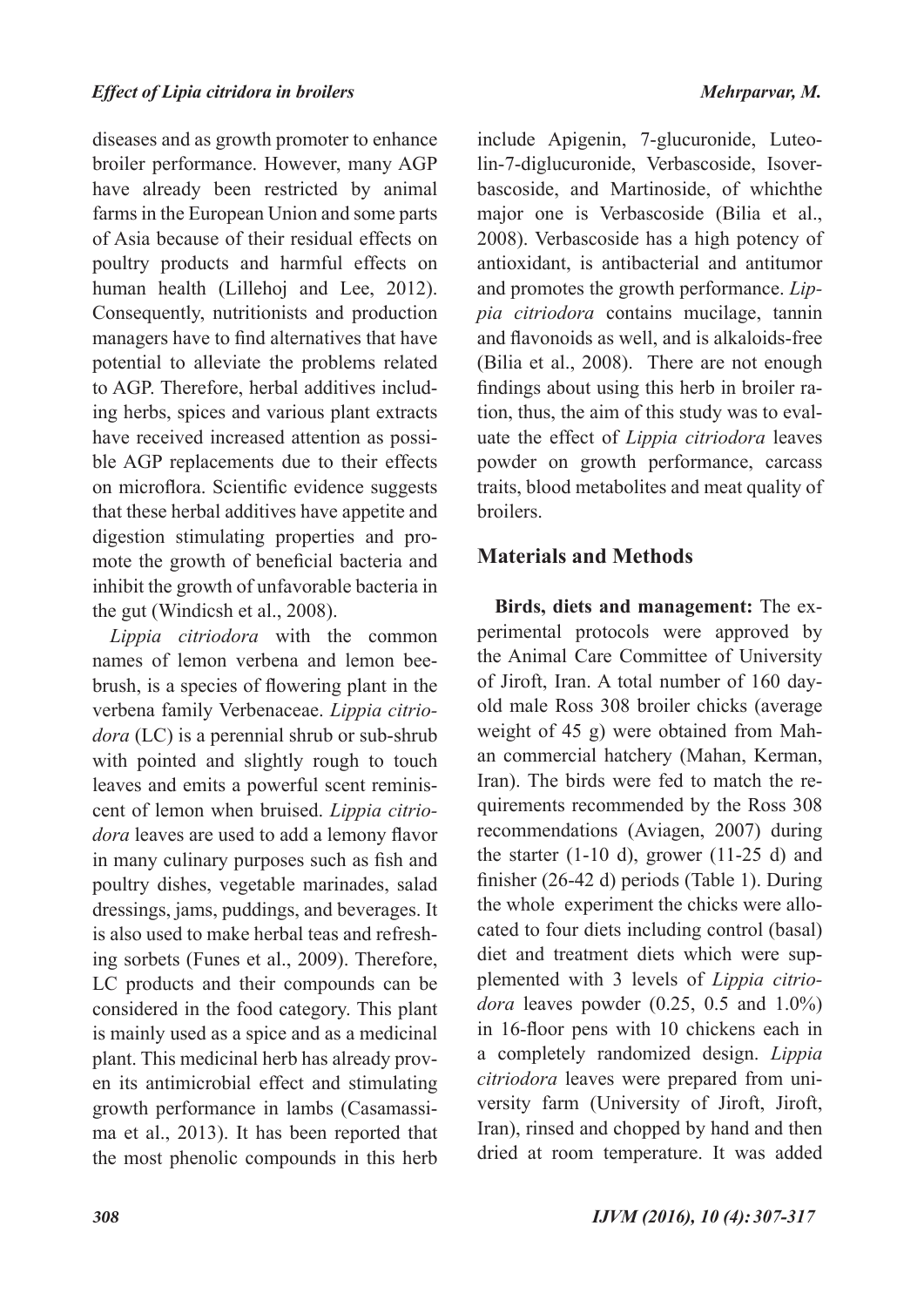diseases and as growth promoter to enhance broiler performance. However, many AGP have already been restricted by animal farms in the European Union and some parts of Asia because of their residual effects on poultry products and harmful effects on human health (Lillehoj and Lee, 2012). Consequently, nutritionists and production managers have to find alternatives that have potential to alleviate the problems related to AGP. Therefore, herbal additives including herbs, spices and various plant extracts have received increased attention as possible AGP replacements due to their effects on microflora. Scientific evidence suggests that these herbal additives have appetite and digestion stimulating properties and promote the growth of beneficial bacteria and inhibit the growth of unfavorable bacteria in the gut (Windicsh et al., 2008).

*Lippia citriodora* with the common names of lemon verbena and lemon beebrush, is a species of flowering plant in the verbena family Verbenaceae. *Lippia citriodora* (LC) is a perennial shrub or sub-shrub with pointed and slightly rough to touch leaves and emits a powerful scent reminiscent of lemon when bruised. *Lippia citriodora* leaves are used to add a lemony flavor in many culinary purposes such as fish and poultry dishes, vegetable marinades, salad dressings, jams, puddings, and beverages. It is also used to make herbal teas and refreshing sorbets (Funes et al., 2009). Therefore, LC products and their compounds can be considered in the food category. This plant is mainly used as a spice and as a medicinal plant. This medicinal herb has already proven its antimicrobial effect and stimulating growth performance in lambs (Casamassima et al., 2013). It has been reported that the most phenolic compounds in this herb include Apigenin, 7-glucuronide, Luteolin-7-diglucuronide, Verbascoside, Isoverbascoside, and Martinoside, of whichthe major one is Verbascoside (Bilia et al., 2008). Verbascoside has a high potency of antioxidant, is antibacterial and antitumor and promotes the growth performance. *Lippia citriodora* contains mucilage, tannin and flavonoids as well, and is alkaloids-free (Bilia et al., 2008). There are not enough findings about using this herb in broiler ration, thus, the aim of this study was to evaluate the effect of *Lippia citriodora* leaves powder on growth performance, carcass traits, blood metabolites and meat quality of broilers.

## Materials and Methods

**Birds, diets and management:** The experimental protocols were approved by the Animal Care Committee of University of Jiroft, Iran. A total number of 160 day-old male Ross 308 broiler chicks (average weight of 45 g) were obtained from Mahan commercial hatchery (Mahan, Kerman, Iran). The birds were fed to match the requirements recommended by the Ross 308 recommendations (Aviagen, 2007) during the starter (1-10 d), grower (11-25 d) and finisher (26-42 d) periods (Table 1). During the whole experiment the chicks were allocated to four diets including control (basal) diet and treatment diets which were supplemented with 3 levels of *Lippia citriodora* leaves powder (0.25, 0.5 and 1.0%) in 16-floor pens with 10 chickens each in a completely randomized design. *Lippia citriodora* leaves were prepared from university farm (University of Jiroft, Jiroft, Iran), rinsed and chopped by hand and then dried at room temperature. It was added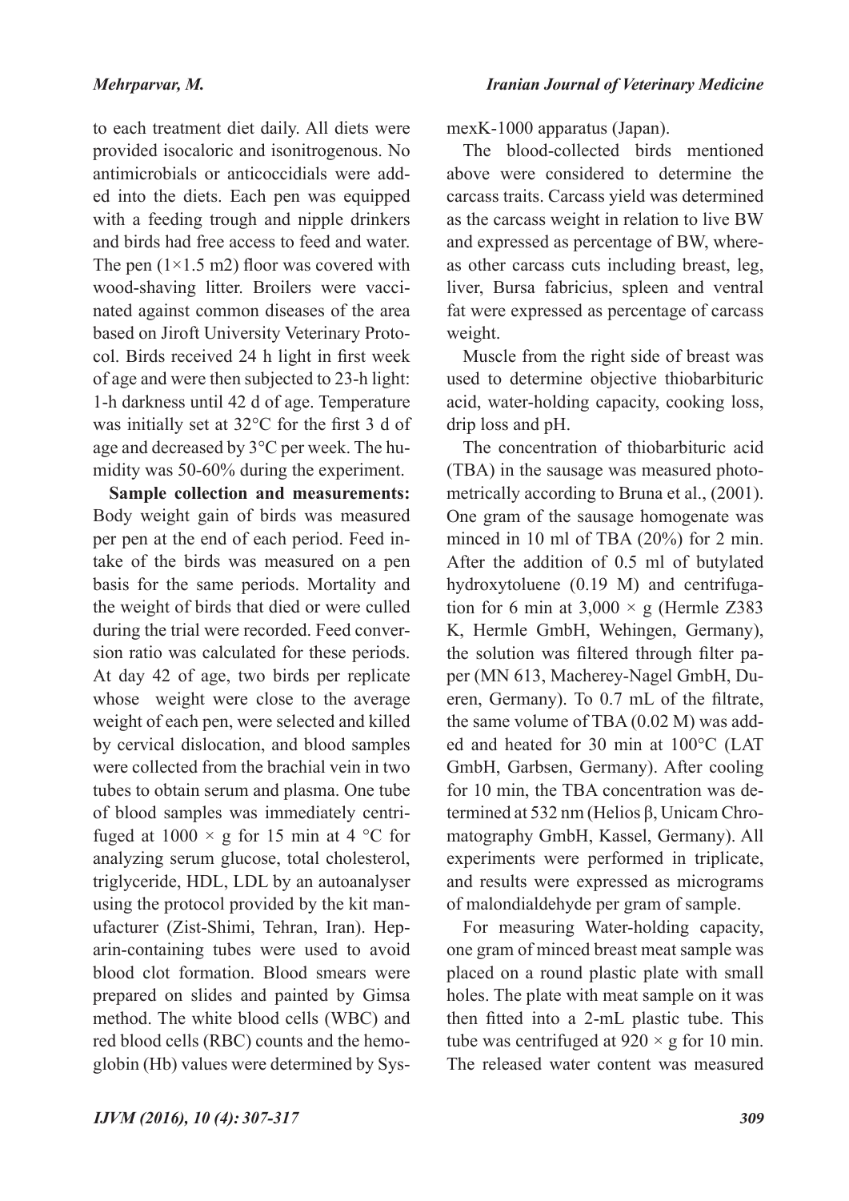to each treatment diet daily. All diets were provided isocaloric and isonitrogenous. No antimicrobials or anticoccidials were added into the diets. Each pen was equipped with a feeding trough and nipple drinkers and birds had free access to feed and water. The pen ($1\times1.5$ m2) floor was covered with wood-shaving litter. Broilers were vaccinated against common diseases of the area based on Jiroft University Veterinary Protocol. Birds received 24 h light in first week of age and were then subjected to 23-h light: 1-h darkness until 42 d of age. Temperature was initially set at 32°C for the first 3 d of age and decreased by 3°C per week. The humidity was 50-60% during the experiment.

**Sample collection and measurements:** Body weight gain of birds was measured per pen at the end of each period. Feed intake of the birds was measured on a pen basis for the same periods. Mortality and the weight of birds that died or were culled during the trial were recorded. Feed conversion ratio was calculated for these periods. At day 42 of age, two birds per replicate whose weight were close to the average weight of each pen, were selected and killed by cervical dislocation, and blood samples were collected from the brachial vein in two tubes to obtain serum and plasma. One tube of blood samples was immediately centrifuged at $1000 \times$ g for 15 min at 4 °C for analyzing serum glucose, total cholesterol, triglyceride, HDL, LDL by an autoanalyser using the protocol provided by the kit manufacturer (Zist-Shimi, Tehran, Iran). Heparin-containing tubes were used to avoid blood clot formation. Blood smears were prepared on slides and painted by Gimsa method. The white blood cells (WBC) and red blood cells (RBC) counts and the hemoglobin (Hb) values were determined by SysmexK-1000 apparatus (Japan).

The blood-collected birds mentioned above were considered to determine the carcass traits. Carcass yield was determined as the carcass weight in relation to live BW and expressed as percentage of BW, whereas other carcass cuts including breast, leg, liver, Bursa fabricius, spleen and ventral fat were expressed as percentage of carcass weight.

Muscle from the right side of breast was used to determine objective thiobarbituric acid, water-holding capacity, cooking loss, drip loss and pH.

The concentration of thiobarbituric acid (TBA) in the sausage was measured photometrically according to Bruna et al., (2001). One gram of the sausage homogenate was minced in 10 ml of TBA (20%) for 2 min. After the addition of 0.5 ml of butylated hydroxytoluene (0.19 M) and centrifugation for 6 min at $3,000 \times$ g (Hermle Z383 K, Hermle GmbH, Wehingen, Germany), the solution was filtered through filter paper (MN 613, Macherey-Nagel GmbH, Dueren, Germany). To 0.7 mL of the filtrate, the same volume of TBA (0.02 M) was added and heated for 30 min at 100°C (LAT GmbH, Garbsen, Germany). After cooling for 10 min, the TBA concentration was determined at 532 nm (Helios β, Unicam Chromatography GmbH, Kassel, Germany). All experiments were performed in triplicate, and results were expressed as micrograms of malondialdehyde per gram of sample.

For measuring Water-holding capacity, one gram of minced breast meat sample was placed on a round plastic plate with small holes. The plate with meat sample on it was then fitted into a 2-mL plastic tube. This tube was centrifuged at $920 \times$ g for 10 min. The released water content was measured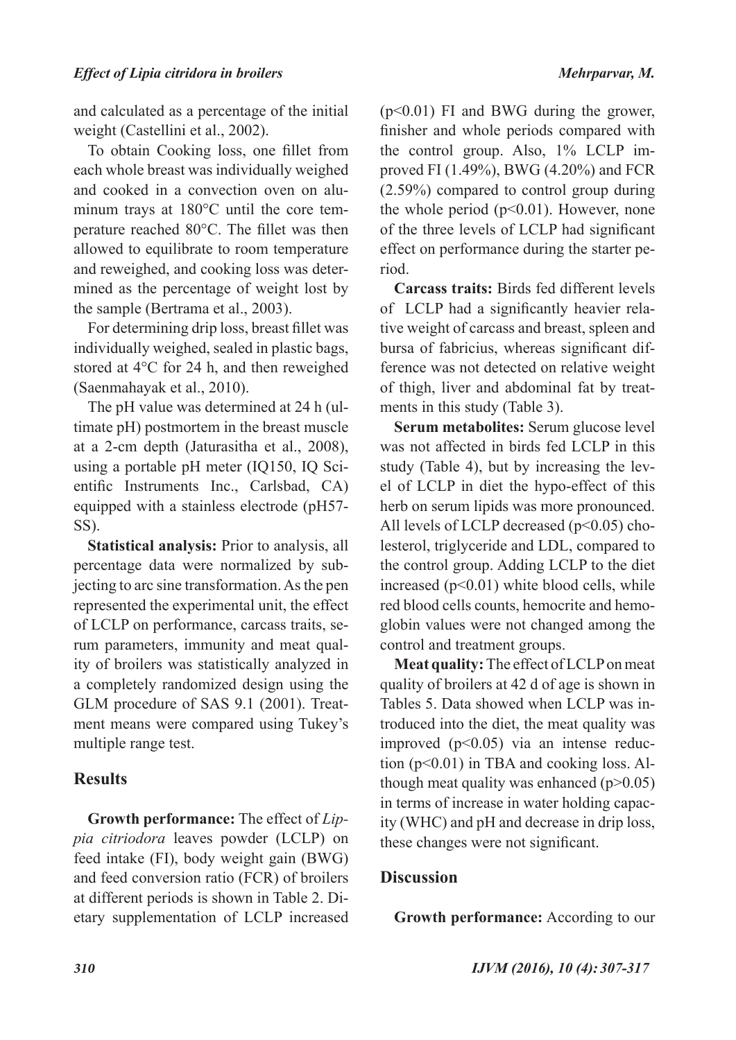and calculated as a percentage of the initial weight (Castellini et al., 2002).

To obtain Cooking loss, one fillet from each whole breast was individually weighed and cooked in a convection oven on aluminum trays at 180°C until the core temperature reached 80°C. The fillet was then allowed to equilibrate to room temperature and reweighed, and cooking loss was determined as the percentage of weight lost by the sample (Bertrama et al., 2003).

For determining drip loss, breast fillet was individually weighed, sealed in plastic bags, stored at 4°C for 24 h, and then reweighed (Saenmahayak et al., 2010).

The pH value was determined at 24 h (ultimate pH) postmortem in the breast muscle at a 2-cm depth (Jaturasitha et al., 2008), using a portable pH meter (IQ150, IQ Scientific Instruments Inc., Carlsbad, CA) equipped with a stainless electrode (pH57-SS).

**Statistical analysis:** Prior to analysis, all percentage data were normalized by subjecting to arc sine transformation. As the pen represented the experimental unit, the effect of LCLP on performance, carcass traits, serum parameters, immunity and meat quality of broilers was statistically analyzed in a completely randomized design using the GLM procedure of SAS 9.1 (2001). Treatment means were compared using Tukey's multiple range test.

## Results

**Growth performance:** The effect of *Lippia citriodora* leaves powder (LCLP) on feed intake (FI), body weight gain (BWG) and feed conversion ratio (FCR) of broilers at different periods is shown in Table 2. Dietary supplementation of LCLP increased ($p<0.01$) FI and BWG during the grower, finisher and whole periods compared with the control group. Also, 1% LCLP improved FI (1.49%), BWG (4.20%) and FCR (2.59%) compared to control group during the whole period ($p<0.01$). However, none of the three levels of LCLP had significant effect on performance during the starter period.

**Carcass traits:** Birds fed different levels of LCLP had a significantly heavier relative weight of carcass and breast, spleen and bursa of fabricius, whereas significant difference was not detected on relative weight of thigh, liver and abdominal fat by treatments in this study (Table 3).

**Serum metabolites:** Serum glucose level was not affected in birds fed LCLP in this study (Table 4), but by increasing the level of LCLP in diet the hypo-effect of this herb on serum lipids was more pronounced. All levels of LCLP decreased ($p<0.05$) cholesterol, triglyceride and LDL, compared to the control group. Adding LCLP to the diet increased ($p<0.01$) white blood cells, while red blood cells counts, hemocrite and hemoglobin values were not changed among the control and treatment groups.

**Meat quality:** The effect of LCLP on meat quality of broilers at 42 d of age is shown in Tables 5. Data showed when LCLP was introduced into the diet, the meat quality was improved ($p<0.05$) via an intense reduction ($p<0.01$) in TBA and cooking loss. Although meat quality was enhanced ($p>0.05$) in terms of increase in water holding capacity (WHC) and pH and decrease in drip loss, these changes were not significant.

## Discussion

**Growth performance:** According to our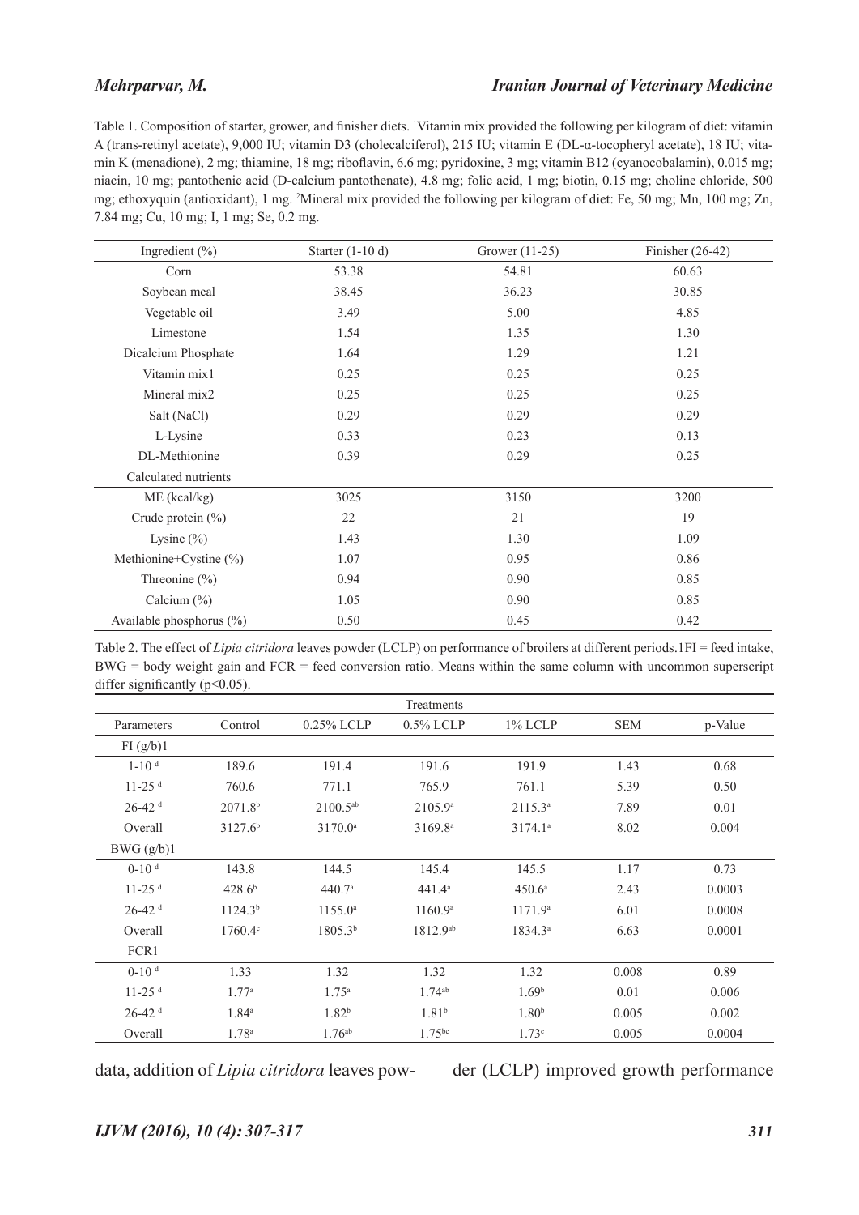Table 1. Composition of starter, grower, and finisher diets. [1]Vitamin mix provided the following per kilogram of diet: vitamin A (trans-retinyl acetate), 9,000 IU; vitamin D3 (cholecalciferol), 215 IU; vitamin E (DL-α-tocopheryl acetate), 18 IU; vitamin K (menadione), 2 mg; thiamine, 18 mg; riboflavin, 6.6 mg; pyridoxine, 3 mg; vitamin B12 (cyanocobalamin), 0.015 mg; niacin, 10 mg; pantothenic acid (D-calcium pantothenate), 4.8 mg; folic acid, 1 mg; biotin, 0.15 mg; choline chloride, 500 mg; ethoxyquin (antioxidant), 1 mg. [2]Mineral mix provided the following per kilogram of diet: Fe, 50 mg; Mn, 100 mg; Zn, 7.84 mg; Cu, 10 mg; I, 1 mg; Se, 0.2 mg.

| Ingredient (%) | Starter (1-10 d) | Grower (11-25) | Finisher (26-42) |
|---|---|---|---|
| Corn | 53.38 | 54.81 | 60.63 |
| Soybean meal | 38.45 | 36.23 | 30.85 |
| Vegetable oil | 3.49 | 5.00 | 4.85 |
| Limestone | 1.54 | 1.35 | 1.30 |
| Dicalcium Phosphate | 1.64 | 1.29 | 1.21 |
| Vitamin mix1 | 0.25 | 0.25 | 0.25 |
| Mineral mix2 | 0.25 | 0.25 | 0.25 |
| Salt (NaCl) | 0.29 | 0.29 | 0.29 |
| L-Lysine | 0.33 | 0.23 | 0.13 |
| DL-Methionine | 0.39 | 0.29 | 0.25 |
| Calculated nutrients | | | |
| ME (kcal/kg) | 3025 | 3150 | 3200 |
| Crude protein (%) | 22 | 21 | 19 |
| Lysine (%) | 1.43 | 1.30 | 1.09 |
| Methionine+Cystine (%) | 1.07 | 0.95 | 0.86 |
| Threonine (%) | 0.94 | 0.90 | 0.85 |
| Calcium (%) | 1.05 | 0.90 | 0.85 |
| Available phosphorus (%) | 0.50 | 0.45 | 0.42 |

Table 2. The effect of *Lipia citridora* leaves powder (LCLP) on performance of broilers at different periods.1FI = feed intake, BWG = body weight gain and FCR = feed conversion ratio. Means within the same column with uncommon superscript differ significantly (p<0.05).

| | Treatments | | | | | |
|---|---|---|---|---|---|---|
| Parameters | Control | 0.25% LCLP | 0.5% LCLP | 1% LCLP | SEM | p-Value |
| FI (g/b)1 | | | | | | |
| 1-10 d | 189.6 | 191.4 | 191.6 | 191.9 | 1.43 | 0.68 |
| 11-25 d | 760.6 | 771.1 | 765.9 | 761.1 | 5.39 | 0.50 |
| 26-42 d | 2071.8$^{b}$ | 2100.5$^{ab}$ | 2105.9$^{a}$ | 2115.3$^{a}$ | 7.89 | 0.01 |
| Overall | 3127.6$^{b}$ | 3170.0$^{a}$ | 3169.8$^{a}$ | 3174.1$^{a}$ | 8.02 | 0.004 |
| BWG (g/b)1 | | | | | | |
| 0-10 d | 143.8 | 144.5 | 145.4 | 145.5 | 1.17 | 0.73 |
| 11-25 d | 428.6$^{b}$ | 440.7$^{a}$ | 441.4$^{a}$ | 450.6$^{a}$ | 2.43 | 0.0003 |
| 26-42 d | 1124.3$^{b}$ | 1155.0$^{a}$ | 1160.9$^{a}$ | 1171.9$^{a}$ | 6.01 | 0.0008 |
| Overall | 1760.4$^{c}$ | 1805.3$^{b}$ | 1812.9$^{ab}$ | 1834.3$^{a}$ | 6.63 | 0.0001 |
| FCR1 | | | | | | |
| 0-10 d | 1.33 | 1.32 | 1.32 | 1.32 | 0.008 | 0.89 |
| 11-25 d | 1.77$^{a}$ | 1.75$^{a}$ | 1.74$^{ab}$ | 1.69$^{b}$ | 0.01 | 0.006 |
| 26-42 d | 1.84$^{a}$ | 1.82$^{b}$ | 1.81$^{b}$ | 1.80$^{b}$ | 0.005 | 0.002 |
| Overall | 1.78$^{a}$ | 1.76$^{ab}$ | 1.75$^{bc}$ | 1.73$^{c}$ | 0.005 | 0.0004 |

data, addition of *Lipia citridora* leaves powder (LCLP) improved growth performance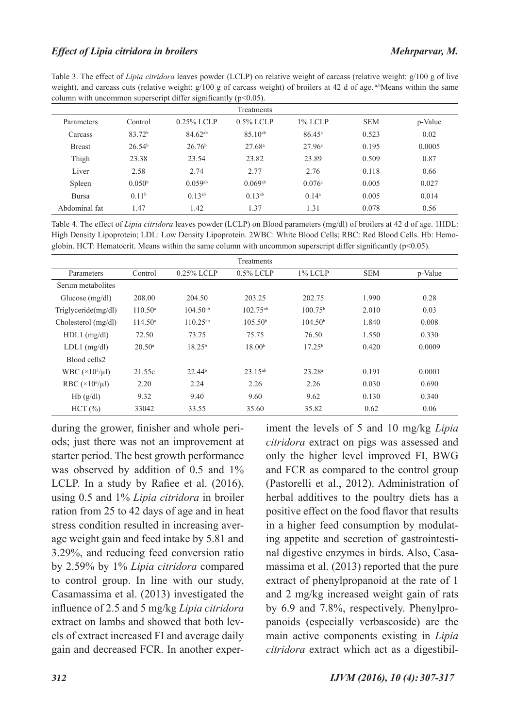Table 3. The effect of *Lipia citridora* leaves powder (LCLP) on relative weight of carcass (relative weight: g/100 g of live weight), and carcass cuts (relative weight: g/100 g of carcass weight) of broilers at 42 d of age. [a,b]Means within the same column with uncommon superscript differ significantly (p<0.05).

| | Treatments | | | | | |
|---|---|---|---|---|---|---|
| Parameters | Control | 0.25% LCLP | 0.5% LCLP | 1% LCLP | SEM | p-Value |
| Carcass | $83.72^{b}$ | $84.62^{ab}$ | $85.10^{ab}$ | $86.45^{a}$ | 0.523 | 0.02 |
| Breast | $26.54^{b}$ | $26.76^{b}$ | $27.68^{a}$ | $27.96^{a}$ | 0.195 | 0.0005 |
| Thigh | 23.38 | 23.54 | 23.82 | 23.89 | 0.509 | 0.87 |
| Liver | 2.58 | 2.74 | 2.77 | 2.76 | 0.118 | 0.66 |
| Spleen | $0.050^{b}$ | $0.059^{ab}$ | $0.069^{ab}$ | $0.076^{a}$ | 0.005 | 0.027 |
| Bursa | $0.11^{b}$ | $0.13^{ab}$ | $0.13^{ab}$ | $0.14^{a}$ | 0.005 | 0.014 |
| Abdominal fat | 1.47 | 1.42 | 1.37 | 1.31 | 0.078 | 0.56 |

Table 4. The effect of *Lipia citridora* leaves powder (LCLP) on Blood parameters (mg/dl) of broilers at 42 d of age. 1HDL: High Density Lipoprotein; LDL: Low Density Lipoprotein. 2WBC: White Blood Cells; RBC: Red Blood Cells. Hb: Hemoglobin. HCT: Hematocrit. Means within the same column with uncommon superscript differ significantly (p<0.05).

| | Treatments | | | | | |
|---|---|---|---|---|---|---|
| Parameters | Control | 0.25% LCLP | 0.5% LCLP | 1% LCLP | SEM | p-Value |
| Serum metabolites | | | | | | |
| Glucose (mg/dl) | 208.00 | 204.50 | 203.25 | 202.75 | 1.990 | 0.28 |
| Triglyceride(mg/dl) | $110.50^{a}$ | $104.50^{ab}$ | $102.75^{ab}$ | $100.75^{b}$ | 2.010 | 0.03 |
| Cholesterol (mg/dl) | $114.50^{a}$ | $110.25^{ab}$ | $105.50^{b}$ | $104.50^{b}$ | 1.840 | 0.008 |
| HDL1 (mg/dl) | 72.50 | 73.75 | 75.75 | 76.50 | 1.550 | 0.330 |
| LDL1 (mg/dl) | $20.50^{a}$ | $18.25^{b}$ | $18.00^{b}$ | $17.25^{b}$ | 0.420 | 0.0009 |
| Blood cells2 | | | | | | |
| WBC ($\times 10^{3}/\mu l$) | 21.55c | $22.44^{b}$ | $23.15^{ab}$ | $23.28^{a}$ | 0.191 | 0.0001 |
| RBC ($\times 10^{6}/\mu l$) | 2.20 | 2.24 | 2.26 | 2.26 | 0.030 | 0.690 |
| Hb (g/dl) | 9.32 | 9.40 | 9.60 | 9.62 | 0.130 | 0.340 |
| HCT (%) | 33042 | 33.55 | 35.60 | 35.82 | 0.62 | 0.06 |

during the grower, finisher and whole periods; just there was not an improvement at starter period. The best growth performance was observed by addition of 0.5 and 1% LCLP. In a study by Rafiee et al. (2016), using 0.5 and 1% *Lipia citridora* in broiler ration from 25 to 42 days of age and in heat stress condition resulted in increasing average weight gain and feed intake by 5.81 and 3.29%, and reducing feed conversion ratio by 2.59% by 1% *Lipia citridora* compared to control group. In line with our study, Casamassima et al. (2013) investigated the influence of 2.5 and 5 mg/kg *Lipia citridora* extract on lambs and showed that both levels of extract increased FI and average daily gain and decreased FCR. In another experiment the levels of 5 and 10 mg/kg *Lipia citridora* extract on pigs was assessed and only the higher level improved FI, BWG and FCR as compared to the control group (Pastorelli et al., 2012). Administration of herbal additives to the poultry diets has a positive effect on the food flavor that results in a higher feed consumption by modulating appetite and secretion of gastrointestinal digestive enzymes in birds. Also, Casamassima et al. (2013) reported that the pure extract of phenylpropanoid at the rate of 1 and 2 mg/kg increased weight gain of rats by 6.9 and 7.8%, respectively. Phenylpropanoids (especially verbascoside) are the main active components existing in *Lipia citridora* extract which act as a digestibil-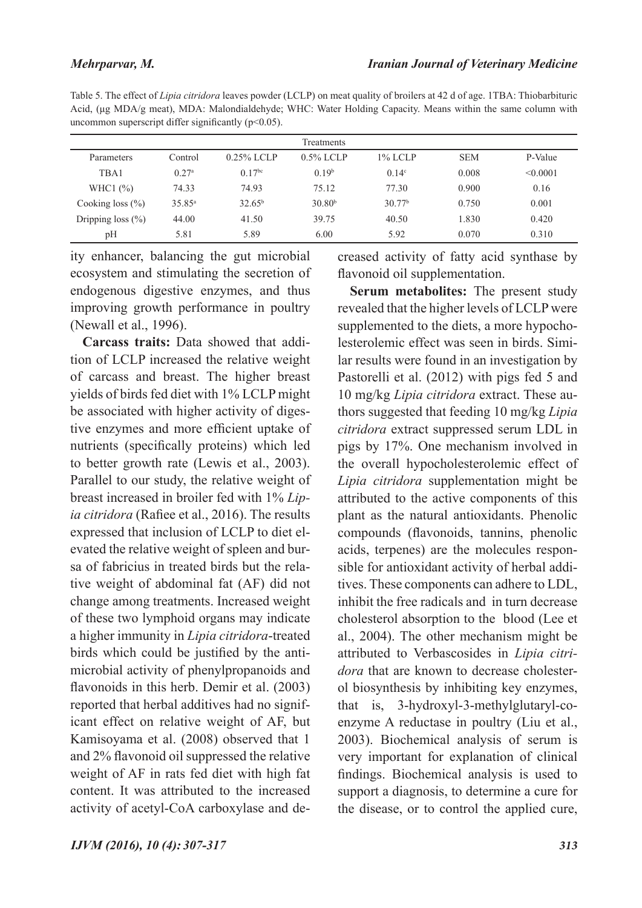Table 5. The effect of *Lipia citridora* leaves powder (LCLP) on meat quality of broilers at 42 d of age. 1TBA: Thiobarbituric Acid, (µg MDA/g meat), MDA: Malondialdehyde; WHC: Water Holding Capacity. Means within the same column with uncommon superscript differ significantly ($p<0.05$).

| | Treatments | | | | | |
|---|---|---|---|---|---|---|
| Parameters | Control | 0.25% LCLP | 0.5% LCLP | 1% LCLP | SEM | P-Value |
| TBA1 | $0.27^{a}$ | $0.17^{bc}$ | $0.19^{b}$ | $0.14^{c}$ | 0.008 | <0.0001 |
| WHC1 (%) | 74.33 | 74.93 | 75.12 | 77.30 | 0.900 | 0.16 |
| Cooking loss (%) | $35.85^{a}$ | $32.65^{b}$ | $30.80^{b}$ | $30.77^{b}$ | 0.750 | 0.001 |
| Dripping loss (%) | 44.00 | 41.50 | 39.75 | 40.50 | 1.830 | 0.420 |
| pH | 5.81 | 5.89 | 6.00 | 5.92 | 0.070 | 0.310 |

ity enhancer, balancing the gut microbial ecosystem and stimulating the secretion of endogenous digestive enzymes, and thus improving growth performance in poultry (Newall et al., 1996).

**Carcass traits:** Data showed that addition of LCLP increased the relative weight of carcass and breast. The higher breast yields of birds fed diet with 1% LCLP might be associated with higher activity of digestive enzymes and more efficient uptake of nutrients (specifically proteins) which led to better growth rate (Lewis et al., 2003). Parallel to our study, the relative weight of breast increased in broiler fed with 1% *Lipia citridora* (Rafiee et al., 2016). The results expressed that inclusion of LCLP to diet elevated the relative weight of spleen and bursa of fabricius in treated birds but the relative weight of abdominal fat (AF) did not change among treatments. Increased weight of these two lymphoid organs may indicate a higher immunity in *Lipia citridora*-treated birds which could be justified by the antimicrobial activity of phenylpropanoids and flavonoids in this herb. Demir et al. (2003) reported that herbal additives had no significant effect on relative weight of AF, but Kamisoyama et al. (2008) observed that 1 and 2% flavonoid oil suppressed the relative weight of AF in rats fed diet with high fat content. It was attributed to the increased activity of acetyl-CoA carboxylase and decreased activity of fatty acid synthase by flavonoid oil supplementation.

**Serum metabolites:** The present study revealed that the higher levels of LCLP were supplemented to the diets, a more hypocholesterolemic effect was seen in birds. Similar results were found in an investigation by Pastorelli et al. (2012) with pigs fed 5 and 10 mg/kg *Lipia citridora* extract. These authors suggested that feeding 10 mg/kg *Lipia citridora* extract suppressed serum LDL in pigs by 17%. One mechanism involved in the overall hypocholesterolemic effect of *Lipia citridora* supplementation might be attributed to the active components of this plant as the natural antioxidants. Phenolic compounds (flavonoids, tannins, phenolic acids, terpenes) are the molecules responsible for antioxidant activity of herbal additives. These components can adhere to LDL, inhibit the free radicals and in turn decrease cholesterol absorption to the blood (Lee et al., 2004). The other mechanism might be attributed to Verbascosides in *Lipia citridora* that are known to decrease cholesterol biosynthesis by inhibiting key enzymes, that is, 3-hydroxyl-3-methylglutaryl-coenzyme A reductase in poultry (Liu et al., 2003). Biochemical analysis of serum is very important for explanation of clinical findings. Biochemical analysis is used to support a diagnosis, to determine a cure for the disease, or to control the applied cure,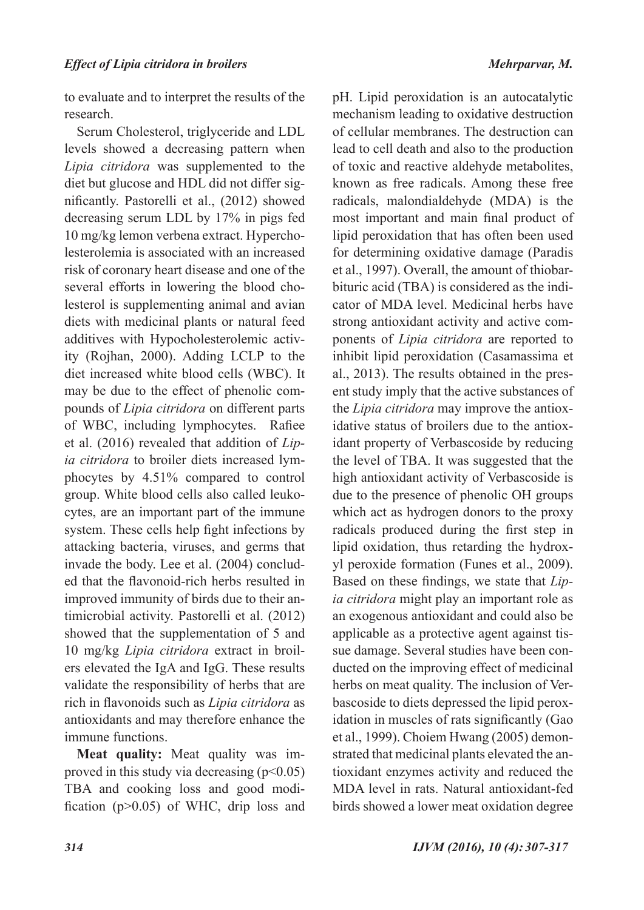to evaluate and to interpret the results of the research.

Serum Cholesterol, triglyceride and LDL levels showed a decreasing pattern when *Lipia citridora* was supplemented to the diet but glucose and HDL did not differ significantly. Pastorelli et al., (2012) showed decreasing serum LDL by 17% in pigs fed 10 mg/kg lemon verbena extract. Hypercholesterolemia is associated with an increased risk of coronary heart disease and one of the several efforts in lowering the blood cholesterol is supplementing animal and avian diets with medicinal plants or natural feed additives with Hypocholesterolemic activity (Rojhan, 2000). Adding LCLP to the diet increased white blood cells (WBC). It may be due to the effect of phenolic compounds of *Lipia citridora* on different parts of WBC, including lymphocytes. Rafiee et al. (2016) revealed that addition of *Lipia citridora* to broiler diets increased lymphocytes by 4.51% compared to control group. White blood cells also called leukocytes, are an important part of the immune system. These cells help fight infections by attacking bacteria, viruses, and germs that invade the body. Lee et al. (2004) concluded that the flavonoid-rich herbs resulted in improved immunity of birds due to their antimicrobial activity. Pastorelli et al. (2012) showed that the supplementation of 5 and 10 mg/kg *Lipia citridora* extract in broilers elevated the IgA and IgG. These results validate the responsibility of herbs that are rich in flavonoids such as *Lipia citridora* as antioxidants and may therefore enhance the immune functions.

**Meat quality:** Meat quality was improved in this study via decreasing ($p<0.05$) TBA and cooking loss and good modification ($p>0.05$) of WHC, drip loss and pH. Lipid peroxidation is an autocatalytic mechanism leading to oxidative destruction of cellular membranes. The destruction can lead to cell death and also to the production of toxic and reactive aldehyde metabolites, known as free radicals. Among these free radicals, malondialdehyde (MDA) is the most important and main final product of lipid peroxidation that has often been used for determining oxidative damage (Paradis et al., 1997). Overall, the amount of thiobarbituric acid (TBA) is considered as the indicator of MDA level. Medicinal herbs have strong antioxidant activity and active components of *Lipia citridora* are reported to inhibit lipid peroxidation (Casamassima et al., 2013). The results obtained in the present study imply that the active substances of the *Lipia citridora* may improve the antioxidative status of broilers due to the antioxidant property of Verbascoside by reducing the level of TBA. It was suggested that the high antioxidant activity of Verbascoside is due to the presence of phenolic OH groups which act as hydrogen donors to the proxy radicals produced during the first step in lipid oxidation, thus retarding the hydroxyl peroxide formation (Funes et al., 2009). Based on these findings, we state that *Lipia citridora* might play an important role as an exogenous antioxidant and could also be applicable as a protective agent against tissue damage. Several studies have been conducted on the improving effect of medicinal herbs on meat quality. The inclusion of Verbascoside to diets depressed the lipid peroxidation in muscles of rats significantly (Gao et al., 1999). Choiem Hwang (2005) demonstrated that medicinal plants elevated the antioxidant enzymes activity and reduced the MDA level in rats. Natural antioxidant-fed birds showed a lower meat oxidation degree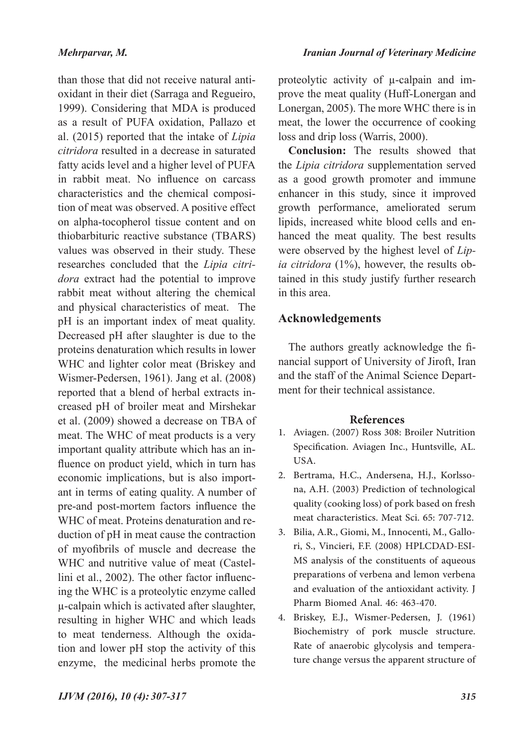than those that did not receive natural antioxidant in their diet (Sarraga and Regueiro, 1999). Considering that MDA is produced as a result of PUFA oxidation, Pallazo et al. (2015) reported that the intake of *Lipia citridora* resulted in a decrease in saturated fatty acids level and a higher level of PUFA in rabbit meat. No influence on carcass characteristics and the chemical composition of meat was observed. A positive effect on alpha-tocopherol tissue content and on thiobarbituric reactive substance (TBARS) values was observed in their study. These researches concluded that the *Lipia citridora* extract had the potential to improve rabbit meat without altering the chemical and physical characteristics of meat. The pH is an important index of meat quality. Decreased pH after slaughter is due to the proteins denaturation which results in lower WHC and lighter color meat (Briskey and Wismer-Pedersen, 1961). Jang et al. (2008) reported that a blend of herbal extracts increased pH of broiler meat and Mirshekar et al. (2009) showed a decrease on TBA of meat. The WHC of meat products is a very important quality attribute which has an influence on product yield, which in turn has economic implications, but is also important in terms of eating quality. A number of pre-and post-mortem factors influence the WHC of meat. Proteins denaturation and reduction of pH in meat cause the contraction of myofibrils of muscle and decrease the WHC and nutritive value of meat (Castellini et al., 2002). The other factor influencing the WHC is a proteolytic enzyme called μ-calpain which is activated after slaughter, resulting in higher WHC and which leads to meat tenderness. Although the oxidation and lower pH stop the activity of this enzyme, the medicinal herbs promote the proteolytic activity of μ-calpain and improve the meat quality (Huff-Lonergan and Lonergan, 2005). The more WHC there is in meat, the lower the occurrence of cooking loss and drip loss (Warris, 2000).

**Conclusion:** The results showed that the *Lipia citridora* supplementation served as a good growth promoter and immune enhancer in this study, since it improved growth performance, ameliorated serum lipids, increased white blood cells and enhanced the meat quality. The best results were observed by the highest level of *Lipia citridora* (1%), however, the results obtained in this study justify further research in this area.

## Acknowledgements

The authors greatly acknowledge the financial support of University of Jiroft, Iran and the staff of the Animal Science Department for their technical assistance.

## References

1. Aviagen. (2007) Ross 308: Broiler Nutrition Specification. Aviagen Inc., Huntsville, AL. USA.
2. Bertrama, H.C., Andersena, H.J., Korlssona, A.H. (2003) Prediction of technological quality (cooking loss) of pork based on fresh meat characteristics. Meat Sci. 65: 707-712.
3. Bilia, A.R., Giomi, M., Innocenti, M., Gallori, S., Vincieri, F.F. (2008) HPLCDAD-ESI-MS analysis of the constituents of aqueous preparations of verbena and lemon verbena and evaluation of the antioxidant activity. J Pharm Biomed Anal. 46: 463-470.
4. Briskey, E.J., Wismer-Pedersen, J. (1961) Biochemistry of pork muscle structure. Rate of anaerobic glycolysis and temperature change versus the apparent structure of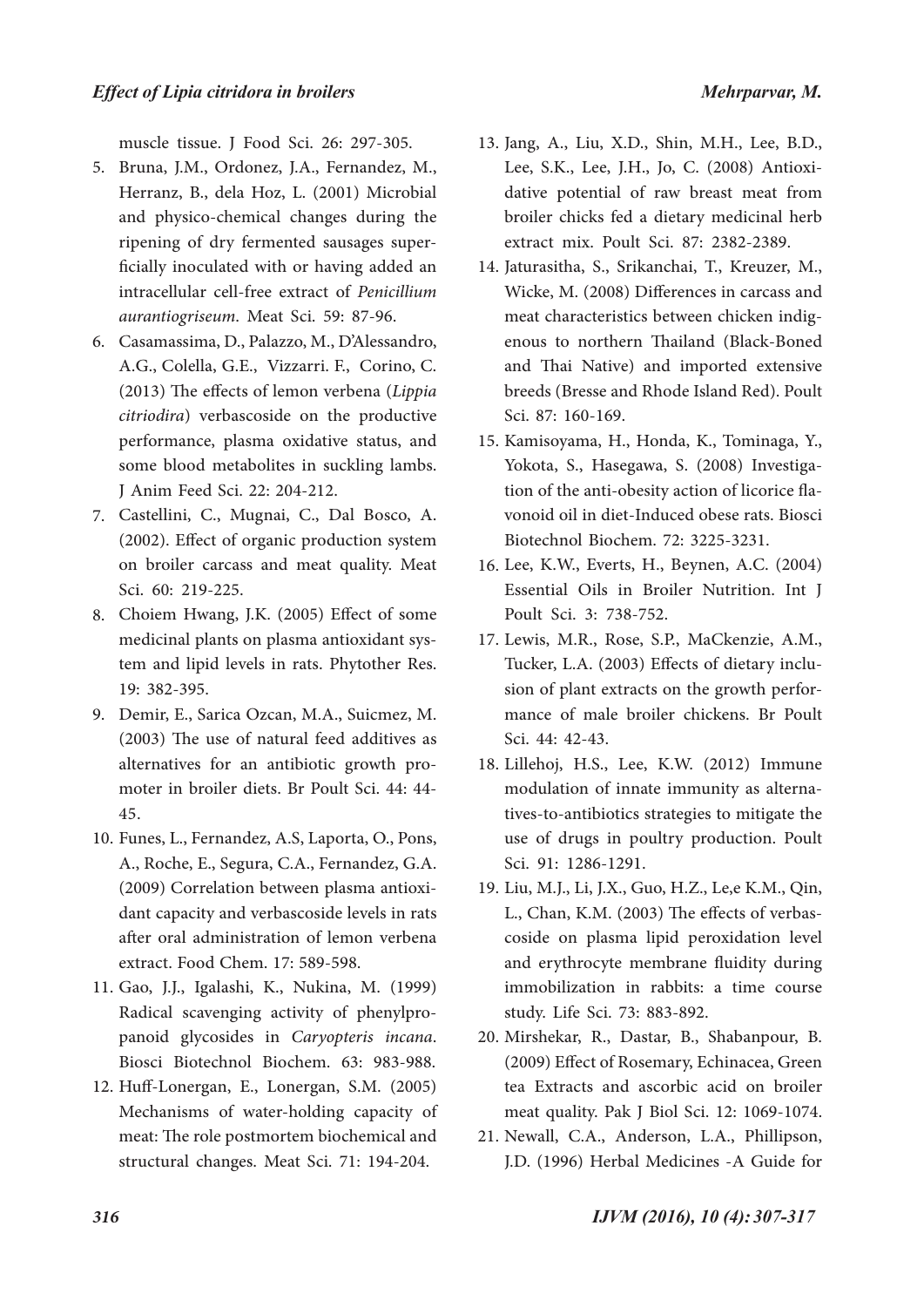muscle tissue. J Food Sci. 26: 297-305.

5. Bruna, J.M., Ordonez, J.A., Fernandez, M., Herranz, B., dela Hoz, L. (2001) Microbial and physico-chemical changes during the ripening of dry fermented sausages superficially inoculated with or having added an intracellular cell-free extract of *Penicillium aurantiogriseum*. Meat Sci. 59: 87-96.
6. Casamassima, D., Palazzo, M., D'Alessandro, A.G., Colella, G.E., Vizzarri. F., Corino, C. (2013) The effects of lemon verbena (*Lippia citriodira*) verbascoside on the productive performance, plasma oxidative status, and some blood metabolites in suckling lambs. J Anim Feed Sci. 22: 204-212.
7. Castellini, C., Mugnai, C., Dal Bosco, A. (2002). Effect of organic production system on broiler carcass and meat quality. Meat Sci. 60: 219-225.
8. Choiem Hwang, J.K. (2005) Effect of some medicinal plants on plasma antioxidant system and lipid levels in rats. Phytother Res. 19: 382-395.
9. Demir, E., Sarica Ozcan, M.A., Suicmez, M. (2003) The use of natural feed additives as alternatives for an antibiotic growth promoter in broiler diets. Br Poult Sci. 44: 44-45.
10. Funes, L., Fernandez, A.S, Laporta, O., Pons, A., Roche, E., Segura, C.A., Fernandez, G.A. (2009) Correlation between plasma antioxidant capacity and verbascoside levels in rats after oral administration of lemon verbena extract. Food Chem. 17: 589-598.
11. Gao, J.J., Igalashi, K., Nukina, M. (1999) Radical scavenging activity of phenylpropanoid glycosides in *Caryopteris incana*. Biosci Biotechnol Biochem. 63: 983-988.
12. Huff-Lonergan, E., Lonergan, S.M. (2005) Mechanisms of water-holding capacity of meat: The role postmortem biochemical and structural changes. Meat Sci. 71: 194-204.
13. Jang, A., Liu, X.D., Shin, M.H., Lee, B.D., Lee, S.K., Lee, J.H., Jo, C. (2008) Antioxidative potential of raw breast meat from broiler chicks fed a dietary medicinal herb extract mix. Poult Sci. 87: 2382-2389.
14. Jaturasitha, S., Srikanchai, T., Kreuzer, M., Wicke, M. (2008) Differences in carcass and meat characteristics between chicken indigenous to northern Thailand (Black-Boned and Thai Native) and imported extensive breeds (Bresse and Rhode Island Red). Poult Sci. 87: 160-169.
15. Kamisoyama, H., Honda, K., Tominaga, Y., Yokota, S., Hasegawa, S. (2008) Investigation of the anti-obesity action of licorice flavonoid oil in diet-Induced obese rats. Biosci Biotechnol Biochem. 72: 3225-3231.
16. Lee, K.W., Everts, H., Beynen, A.C. (2004) Essential Oils in Broiler Nutrition. Int J Poult Sci. 3: 738-752.
17. Lewis, M.R., Rose, S.P., MaCkenzie, A.M., Tucker, L.A. (2003) Effects of dietary inclusion of plant extracts on the growth performance of male broiler chickens. Br Poult Sci. 44: 42-43.
18. Lillehoj, H.S., Lee, K.W. (2012) Immune modulation of innate immunity as alternatives-to-antibiotics strategies to mitigate the use of drugs in poultry production. Poult Sci. 91: 1286-1291.
19. Liu, M.J., Li, J.X., Guo, H.Z., Le,e K.M., Qin, L., Chan, K.M. (2003) The effects of verbascoside on plasma lipid peroxidation level and erythrocyte membrane fluidity during immobilization in rabbits: a time course study. Life Sci. 73: 883-892.
20. Mirshekar, R., Dastar, B., Shabanpour, B. (2009) Effect of Rosemary, Echinacea, Green tea Extracts and ascorbic acid on broiler meat quality. Pak J Biol Sci. 12: 1069-1074.
21. Newall, C.A., Anderson, L.A., Phillipson, J.D. (1996) Herbal Medicines -A Guide for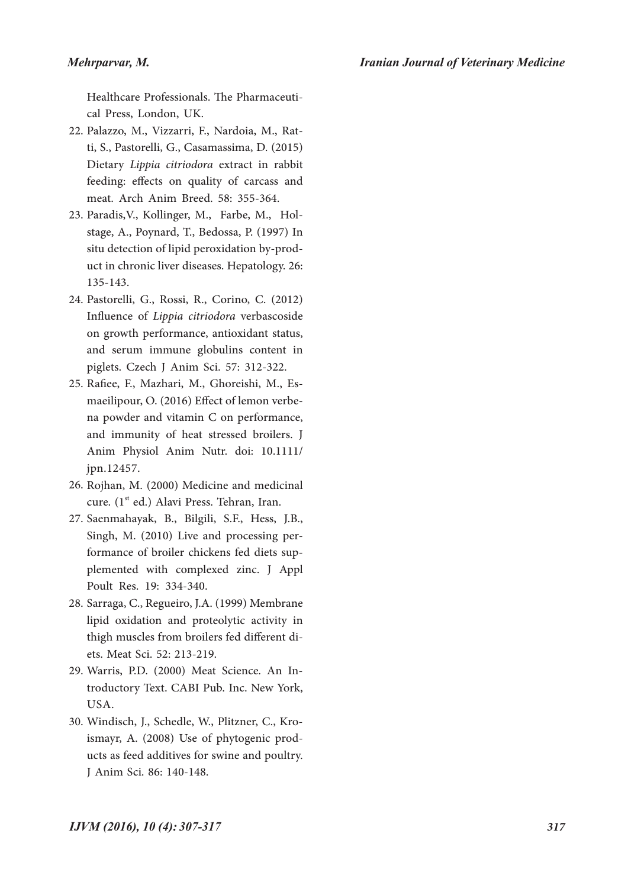Healthcare Professionals. The Pharmaceutical Press, London, UK.

22. Palazzo, M., Vizzarri, F., Nardoia, M., Ratti, S., Pastorelli, G., Casamassima, D. (2015) Dietary *Lippia citriodora* extract in rabbit feeding: effects on quality of carcass and meat. Arch Anim Breed. 58: 355-364.
23. Paradis,V., Kollinger, M., Farbe, M., Holstage, A., Poynard, T., Bedossa, P. (1997) In situ detection of lipid peroxidation by-product in chronic liver diseases. Hepatology. 26: 135-143.
24. Pastorelli, G., Rossi, R., Corino, C. (2012) Influence of *Lippia citriodora* verbascoside on growth performance, antioxidant status, and serum immune globulins content in piglets. Czech J Anim Sci. 57: 312-322.
25. Rafiee, F., Mazhari, M., Ghoreishi, M., Esmaeilipour, O. (2016) Effect of lemon verbena powder and vitamin C on performance, and immunity of heat stressed broilers. J Anim Physiol Anim Nutr. doi: 10.1111/jpn.12457.
26. Rojhan, M. (2000) Medicine and medicinal cure. (1st ed.) Alavi Press. Tehran, Iran.
27. Saenmahayak, B., Bilgili, S.F., Hess, J.B., Singh, M. (2010) Live and processing performance of broiler chickens fed diets supplemented with complexed zinc. J Appl Poult Res. 19: 334-340.
28. Sarraga, C., Regueiro, J.A. (1999) Membrane lipid oxidation and proteolytic activity in thigh muscles from broilers fed different diets. Meat Sci. 52: 213-219.
29. Warris, P.D. (2000) Meat Science. An Introductory Text. CABI Pub. Inc. New York, USA.
30. Windisch, J., Schedle, W., Plitzner, C., Kroismayr, A. (2008) Use of phytogenic products as feed additives for swine and poultry. J Anim Sci. 86: 140-148.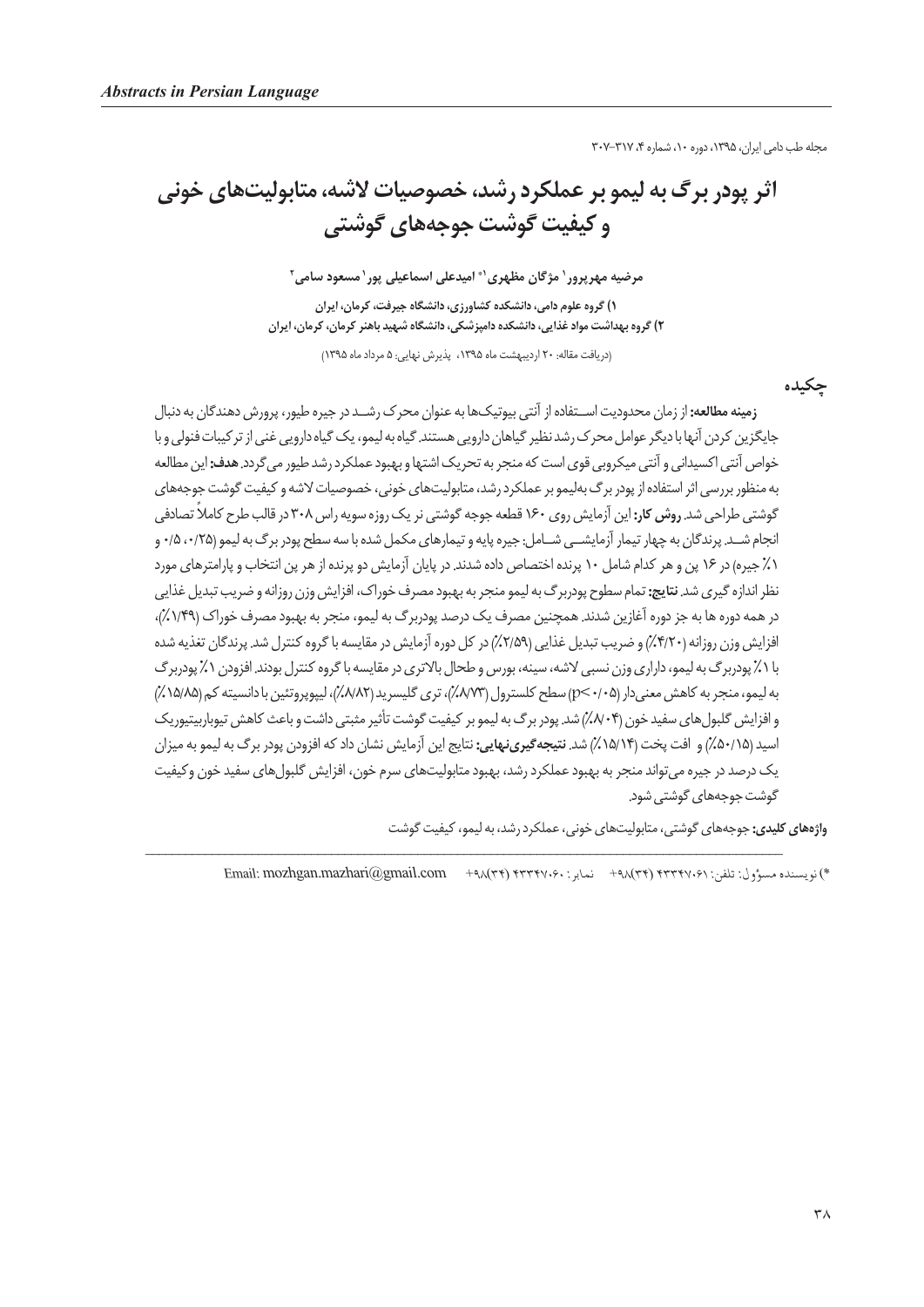# اثر پودر برگ به لیمو بر عملکرد رشد، خصوصیات لاشه، متابولیت‌های خونی و کیفیت گوشت جوجه‌های گوشتی

**مرضیه مهرپرور[1] مژگان مظهری[1*] امیدعلی اسماعیلی پور[1] مسعود سامی[2]**

**۱) گروه علوم دامی، دانشکده کشاورزی، دانشگاه جیرفت، کرمان، ایران**
**۲) گروه بهداشت مواد غذایی، دانشکده دامپزشکی، دانشگاه شهید باهنر کرمان، کرمان، ایران**

(دریافت مقاله: ۲۰ اردیبهشت ماه ۱۳۹۵، پذیرش نهایی: ۵ مرداد ماه ۱۳۹۵)

## چکیده

**زمینه مطالعه:** از زمان محدودیت اســتفاده از آنتی بیوتیک‌ها به عنوان محرک رشــد در جیره طیور، پرورش دهندگان به دنبال جایگزین کردن آنها با دیگر عوامل محرک رشد نظیر گیاهان دارویی هستند. گیاه به لیمو، یک گیاه دارویی غنی از ترکیبات فنولی و با خواص آنتی اکسیدانی و آنتی میکروبی قوی است که منجر به تحریک اشتها و بهبود عملکرد رشد طیور می‌گردد. **هدف:** این مطالعه به منظور بررسی اثر استفاده از پودر برگ به‌لیمو بر عملکرد رشد، متابولیت‌های خونی، خصوصیات لاشه و کیفیت گوشت جوجه‌های گوشتی طراحی شد. **روش کار:** این آزمایش روی ۱۶۰ قطعه جوجه گوشتی نر یک روزه سویه راس ۳۰۸ در قالب طرح کاملاً تصادفی انجام شــد. پرندگان به چهار تیمار آزمایشــی شــامل: جیره پایه و تیمارهای مکمل شده با سه سطح پودر برگ به لیمو (۰/۲۵، ۰/۵ و ۱٪ جیره) در ۱۶ پن و هر کدام شامل ۱۰ پرنده اختصاص داده شدند. در پایان آزمایش دو پرنده از هر پن انتخاب و پارامترهای مورد نظر اندازه گیری شد. **نتایج:** تمام سطوح پودربرگ به لیمو منجر به بهبود مصرف خوراک، افزایش وزن روزانه و ضریب تبدیل غذایی در همه دوره ها به جز دوره آغازین شدند. همچنین مصرف یک درصد پودربرگ به لیمو، منجر به بهبود مصرف خوراک (۱/۴۹٪)، افزایش وزن روزانه (۴/۲۰٪) و ضریب تبدیل غذایی (۲/۵۹٪) در کل دوره آزمایش در مقایسه با گروه کنترل شد. پرندگان تغذیه شده با ۱٪ پودربرگ به لیمو، دارای وزن نسبی لاشه، سینه، بورس و طحال بالاتری در مقایسه با گروه کنترل بودند. افزودن ۱٪ پودربرگ به لیمو، منجر به کاهش معنی‌دار ($p<0/05$) سطح کلسترول (۸/۷۳٪)، تری گلیسرید (۸/۸۲٪)، لیپوپروتئین با دانسیته کم (۱۵/۸۵٪) و افزایش گلبول‌های سفید خون (۸/۰۴٪) شد. پودر برگ به لیمو بر کیفیت گوشت تأثیر مثبتی داشت و باعث کاهش تیوباربیتیوریک اسید (۵۰/۱۵٪) و افت پخت (۱۵/۱۴٪) شد. **نتیجه‌گیری‌نهایی:** نتایج این آزمایش نشان داد که افزودن پودر برگ به لیمو به میزان یک درصد در جیره می‌تواند منجر به بهبود عملکرد رشد، بهبود متابولیت‌های سرم خون، افزایش گلبول‌های سفید خون و کیفیت گوشت جوجه‌های گوشتی شود.

**واژه‌های کلیدی:** جوجه‌های گوشتی، متابولیت‌های خونی، عملکرد رشد، به لیمو، کیفیت گوشت

---

*) نویسنده مسؤول: تلفن: ۴۳۳۴۷۰۶۱ (۳۴)۹۸+ نمابر: ۴۳۳۴۷۰۶۰ (۳۴)۹۸+ Email: mozhgan.mazhari@gmail.com